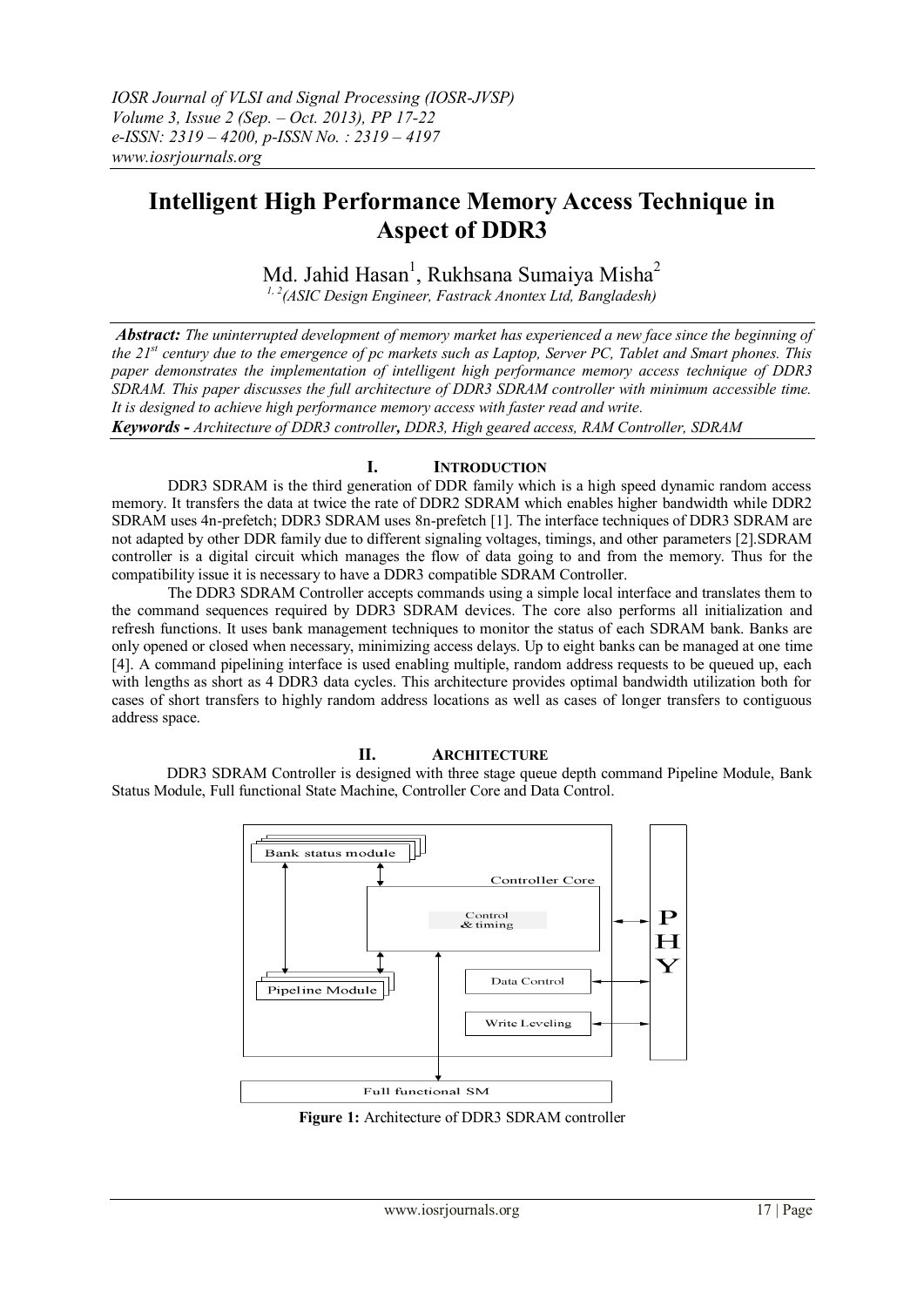# Intelligent High Performance Memory Access Technique in Aspect of DDR3

Md. Jahid Hasan[1], Rukhsana Sumaiya Misha[2]

*[1, 2](ASIC Design Engineer, Fastrack Anontex Ltd, Bangladesh)*

***Abstract:*** *The uninterrupted development of memory market has experienced a new face since the beginning of the 21st century due to the emergence of pc markets such as Laptop, Server PC, Tablet and Smart phones. This paper demonstrates the implementation of intelligent high performance memory access technique of DDR3 SDRAM. This paper discusses the full architecture of DDR3 SDRAM controller with minimum accessible time. It is designed to achieve high performance memory access with faster read and write.*

***Keywords -*** *Architecture of DDR3 controller, DDR3, High geared access, RAM Controller, SDRAM*

## I. Introduction

DDR3 SDRAM is the third generation of DDR family which is a high speed dynamic random access memory. It transfers the data at twice the rate of DDR2 SDRAM which enables higher bandwidth while DDR2 SDRAM uses 4n-prefetch; DDR3 SDRAM uses 8n-prefetch [1]. The interface techniques of DDR3 SDRAM are not adapted by other DDR family due to different signaling voltages, timings, and other parameters [2].SDRAM controller is a digital circuit which manages the flow of data going to and from the memory. Thus for the compatibility issue it is necessary to have a DDR3 compatible SDRAM Controller.

The DDR3 SDRAM Controller accepts commands using a simple local interface and translates them to the command sequences required by DDR3 SDRAM devices. The core also performs all initialization and refresh functions. It uses bank management techniques to monitor the status of each SDRAM bank. Banks are only opened or closed when necessary, minimizing access delays. Up to eight banks can be managed at one time [4]. A command pipelining interface is used enabling multiple, random address requests to be queued up, each with lengths as short as 4 DDR3 data cycles. This architecture provides optimal bandwidth utilization both for cases of short transfers to highly random address locations as well as cases of longer transfers to contiguous address space.

## II. Architecture

DDR3 SDRAM Controller is designed with three stage queue depth command Pipeline Module, Bank Status Module, Full functional State Machine, Controller Core and Data Control.

Bank status module

Controller Core

Control & timing

Pipeline Module

Data Control

Write Leveling

PHY

Full functional SM

**Figure 1:** Architecture of DDR3 SDRAM controller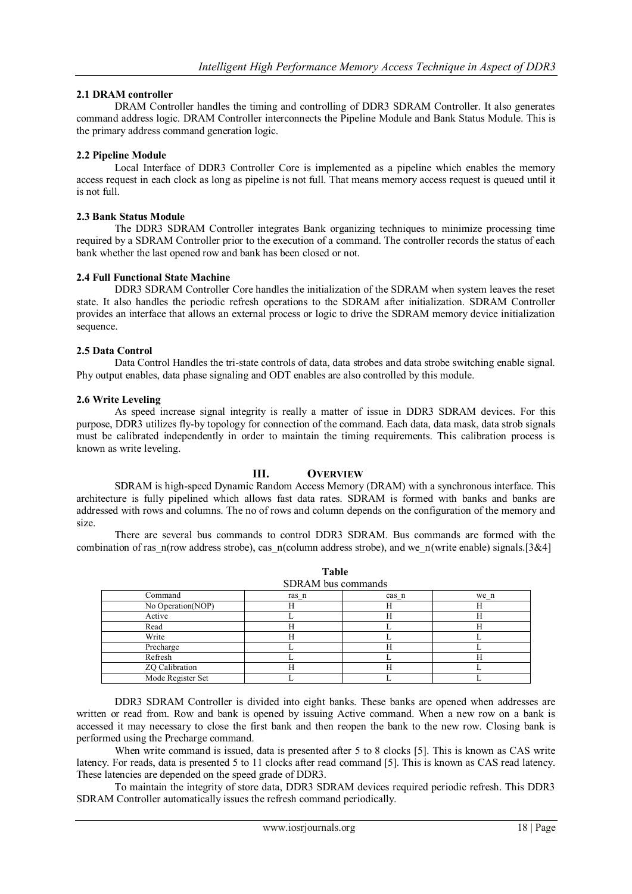### 2.1 DRAM controller

DRAM Controller handles the timing and controlling of DDR3 SDRAM Controller. It also generates command address logic. DRAM Controller interconnects the Pipeline Module and Bank Status Module. This is the primary address command generation logic.

### 2.2 Pipeline Module

Local Interface of DDR3 Controller Core is implemented as a pipeline which enables the memory access request in each clock as long as pipeline is not full. That means memory access request is queued until it is not full.

### 2.3 Bank Status Module

The DDR3 SDRAM Controller integrates Bank organizing techniques to minimize processing time required by a SDRAM Controller prior to the execution of a command. The controller records the status of each bank whether the last opened row and bank has been closed or not.

### 2.4 Full Functional State Machine

DDR3 SDRAM Controller Core handles the initialization of the SDRAM when system leaves the reset state. It also handles the periodic refresh operations to the SDRAM after initialization. SDRAM Controller provides an interface that allows an external process or logic to drive the SDRAM memory device initialization sequence.

### 2.5 Data Control

Data Control Handles the tri-state controls of data, data strobes and data strobe switching enable signal. Phy output enables, data phase signaling and ODT enables are also controlled by this module.

### 2.6 Write Leveling

As speed increase signal integrity is really a matter of issue in DDR3 SDRAM devices. For this purpose, DDR3 utilizes fly-by topology for connection of the command. Each data, data mask, data strob signals must be calibrated independently in order to maintain the timing requirements. This calibration process is known as write leveling.

## III. Overview

SDRAM is high-speed Dynamic Random Access Memory (DRAM) with a synchronous interface. This architecture is fully pipelined which allows fast data rates. SDRAM is formed with banks and banks are addressed with rows and columns. The no of rows and column depends on the configuration of the memory and size.

There are several bus commands to control DDR3 SDRAM. Bus commands are formed with the combination of ras_n(row address strobe), cas_n(column address strobe), and we_n(write enable) signals.[3&4]

**Table**

SDRAM bus commands

| Command | ras_n | cas_n | we_n |
|---|---|---|---|
| No Operation(NOP) | H | H | H |
| Active | L | H | H |
| Read | H | L | H |
| Write | H | L | L |
| Precharge | L | H | L |
| Refresh | L | L | H |
| ZQ Calibration | H | H | L |
| Mode Register Set | L | L | L |

DDR3 SDRAM Controller is divided into eight banks. These banks are opened when addresses are written or read from. Row and bank is opened by issuing Active command. When a new row on a bank is accessed it may necessary to close the first bank and then reopen the bank to the new row. Closing bank is performed using the Precharge command.

When write command is issued, data is presented after 5 to 8 clocks [5]. This is known as CAS write latency. For reads, data is presented 5 to 11 clocks after read command [5]. This is known as CAS read latency. These latencies are depended on the speed grade of DDR3.

To maintain the integrity of store data, DDR3 SDRAM devices required periodic refresh. This DDR3 SDRAM Controller automatically issues the refresh command periodically.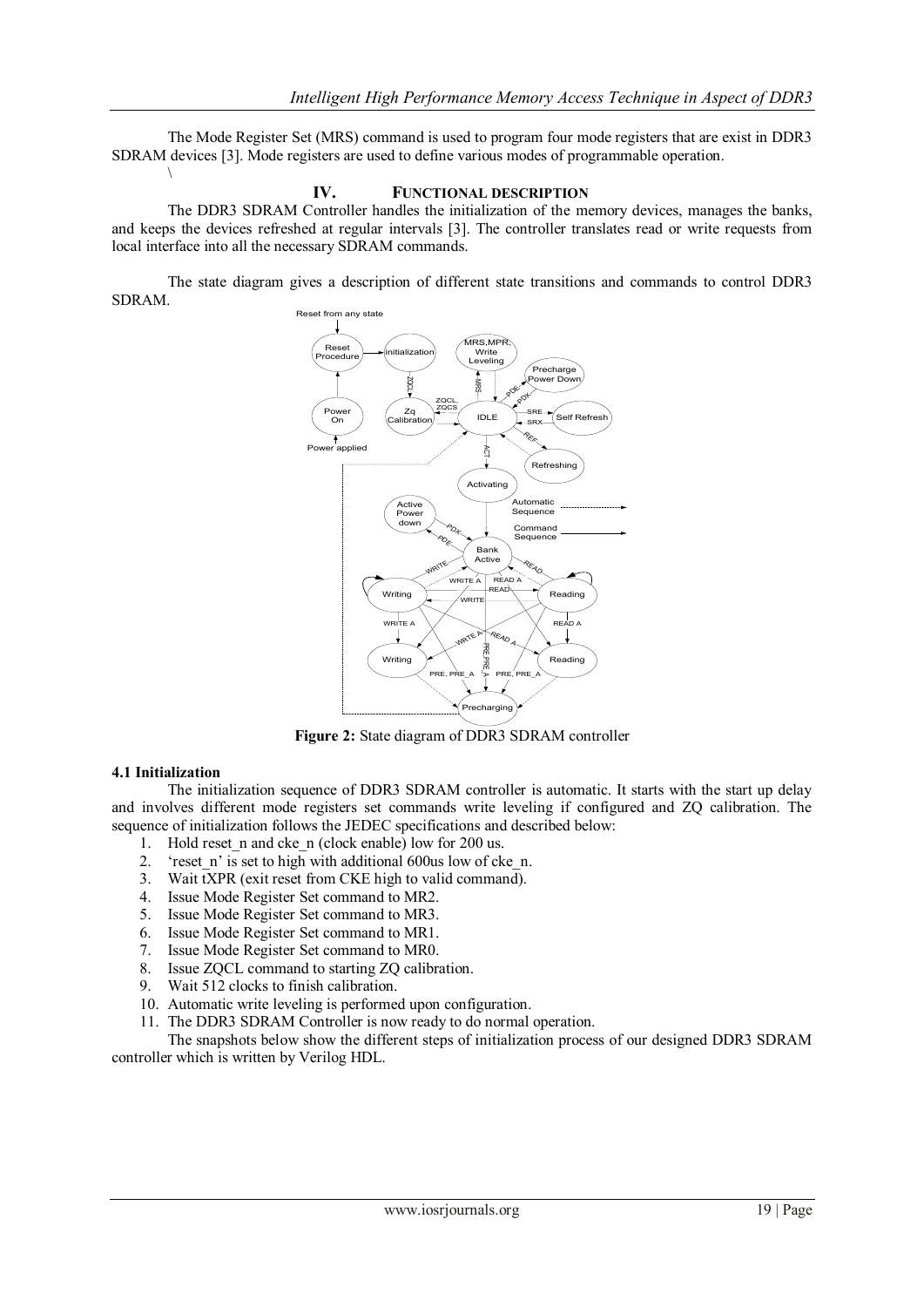The Mode Register Set (MRS) command is used to program four mode registers that are exist in DDR3 SDRAM devices [3]. Mode registers are used to define various modes of programmable operation.

\

## IV. FUNCTIONAL DESCRIPTION

The DDR3 SDRAM Controller handles the initialization of the memory devices, manages the banks, and keeps the devices refreshed at regular intervals [3]. The controller translates read or write requests from local interface into all the necessary SDRAM commands.

The state diagram gives a description of different state transitions and commands to control DDR3 SDRAM.

**Figure 2:** State diagram of DDR3 SDRAM controller

### 4.1 Initialization

The initialization sequence of DDR3 SDRAM controller is automatic. It starts with the start up delay and involves different mode registers set commands write leveling if configured and ZQ calibration. The sequence of initialization follows the JEDEC specifications and described below:

1. Hold reset_n and cke_n (clock enable) low for 200 us.
2. 'reset_n' is set to high with additional 600us low of cke_n.
3. Wait tXPR (exit reset from CKE high to valid command).
4. Issue Mode Register Set command to MR2.
5. Issue Mode Register Set command to MR3.
6. Issue Mode Register Set command to MR1.
7. Issue Mode Register Set command to MR0.
8. Issue ZQCL command to starting ZQ calibration.
9. Wait 512 clocks to finish calibration.
10. Automatic write leveling is performed upon configuration.
11. The DDR3 SDRAM Controller is now ready to do normal operation.

The snapshots below show the different steps of initialization process of our designed DDR3 SDRAM controller which is written by Verilog HDL.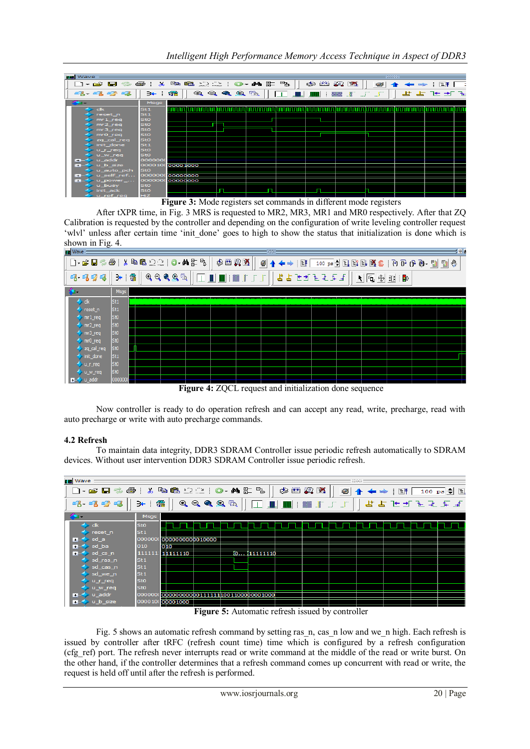**Figure 3:** Mode registers set commands in different mode registers

After tXPR time, in Fig. 3 MRS is requested to MR2, MR3, MR1 and MR0 respectively. After that ZQ Calibration is requested by the controller and depending on the configuration of write leveling controller request 'wlvl' unless after certain time 'init_done' goes to high to show the status that initialization is done which is shown in Fig. 4.

**Figure 4:** ZQCL request and initialization done sequence

Now controller is ready to do operation refresh and can accept any read, write, precharge, read with auto precharge or write with auto precharge commands.

### 4.2 Refresh

To maintain data integrity, DDR3 SDRAM Controller issue periodic refresh automatically to SDRAM devices. Without user intervention DDR3 SDRAM Controller issue periodic refresh.

**Figure 5:** Automatic refresh issued by controller

Fig. 5 shows an automatic refresh command by setting ras_n, cas_n low and we_n high. Each refresh is issued by controller after tRFC (refresh count time) time which is configured by a refresh configuration (cfg_ref) port. The refresh never interrupts read or write command at the middle of the read or write burst. On the other hand, if the controller determines that a refresh command comes up concurrent with read or write, the request is held off until after the refresh is performed.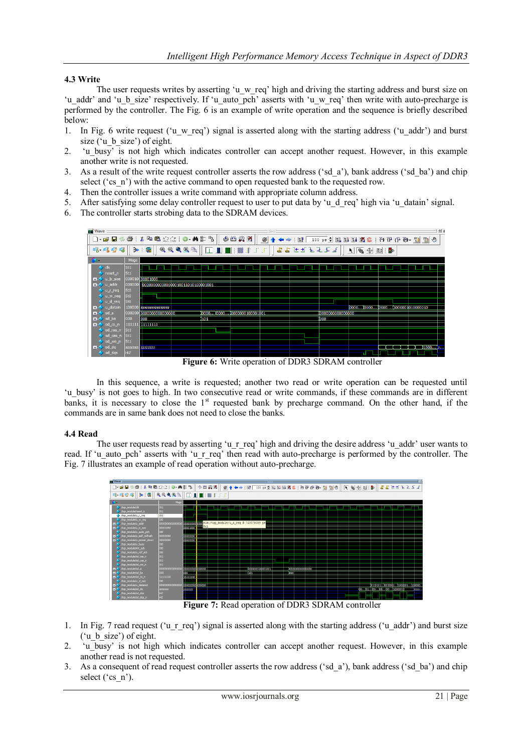### 4.3 Write

The user requests writes by asserting 'u_w_req' high and driving the starting address and burst size on 'u_addr' and 'u_b_size' respectively. If 'u_auto_pch' asserts with 'u_w_req' then write with auto-precharge is performed by the controller. The Fig. 6 is an example of write operation and the sequence is briefly described below:

1. In Fig. 6 write request ('u_w_req') signal is asserted along with the starting address ('u_addr') and burst size ('u_b_size') of eight.
2. 'u_busy' is not high which indicates controller can accept another request. However, in this example another write is not requested.
3. As a result of the write request controller asserts the row address ('sd_a'), bank address ('sd_ba') and chip select ('cs_n') with the active command to open requested bank to the requested row.
4. Then the controller issues a write command with appropriate column address.
5. After satisfying some delay controller request to user to put data by 'u_d_req' high via 'u_datain' signal.
6. The controller starts strobing data to the SDRAM devices.

**Figure 6:** Write operation of DDR3 SDRAM controller

In this sequence, a write is requested; another two read or write operation can be requested until 'u_busy' is not goes to high. In two consecutive read or write commands, if these commands are in different banks, it is necessary to close the 1st requested bank by precharge command. On the other hand, if the commands are in same bank does not need to close the banks.

### 4.4 Read

The user requests read by asserting 'u_r_req' high and driving the desire address 'u_addr' user wants to read. If 'u_auto_pch' asserts with 'u_r_req' then read with auto-precharge is performed by the controller. The Fig. 7 illustrates an example of read operation without auto-precharge.

**Figure 7:** Read operation of DDR3 SDRAM controller

1. In Fig. 7 read request ('u_r_req') signal is asserted along with the starting address ('u_addr') and burst size ('u_b_size') of eight.
2. 'u_busy' is not high which indicates controller can accept another request. However, in this example another read is not requested.
3. As a consequent of read request controller asserts the row address ('sd_a'), bank address ('sd_ba') and chip select ('cs_n').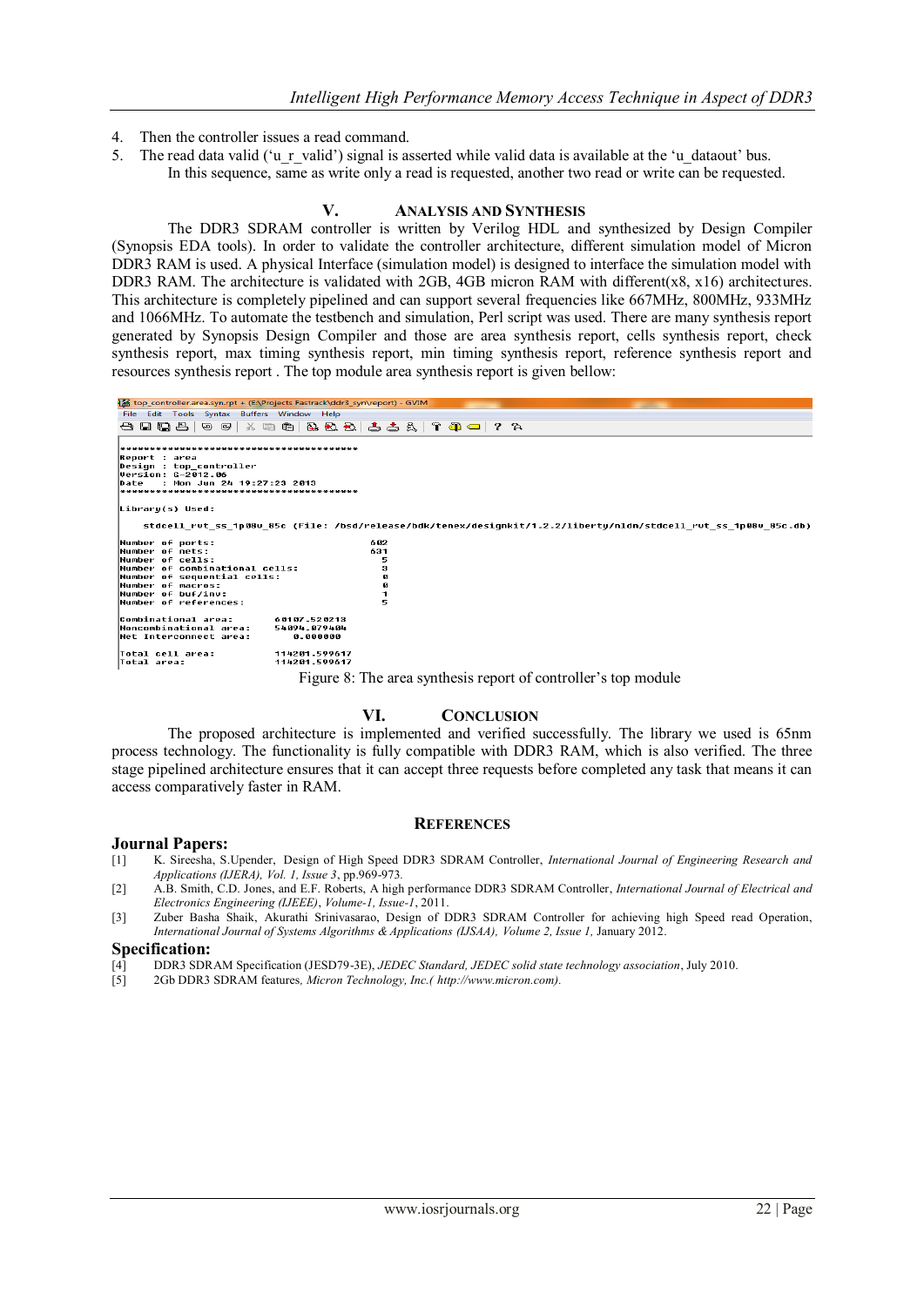4. Then the controller issues a read command.
5. The read data valid ('u_r_valid') signal is asserted while valid data is available at the 'u_dataout' bus.

In this sequence, same as write only a read is requested, another two read or write can be requested.

## V. Analysis and Synthesis

The DDR3 SDRAM controller is written by Verilog HDL and synthesized by Design Compiler (Synopsis EDA tools). In order to validate the controller architecture, different simulation model of Micron DDR3 RAM is used. A physical Interface (simulation model) is designed to interface the simulation model with DDR3 RAM. The architecture is validated with 2GB, 4GB micron RAM with different(x8, x16) architectures. This architecture is completely pipelined and can support several frequencies like 667MHz, 800MHz, 933MHz and 1066MHz. To automate the testbench and simulation, Perl script was used. There are many synthesis report generated by Synopsis Design Compiler and those are area synthesis report, cells synthesis report, check synthesis report, max timing synthesis report, min timing synthesis report, reference synthesis report and resources synthesis report . The top module area synthesis report is given bellow:

```
top_controller.area.syn.rpt + (E:\Projects Fastrack\ddr3_syn\report) - GVIM
File  Edit  Tools  Syntax  Buffers  Window  Help

****************************************
Report : area
Design : top_controller
Version: G-2012.06
Date   : Mon Jun 24 19:27:23 2013
****************************************

Library(s) Used:

    stdcell_rvt_ss_1p08v_85c (File: /bsd/release/bdk/tenex/designkit/1.2.2/liberty/nldm/stdcell_rvt_ss_1p08v_85c.db)

Number of ports:                          602
Number of nets:                           631
Number of cells:                            5
Number of combinational cells:              3
Number of sequential cells:                 0
Number of macros:                           0
Number of buf/inv:                          1
Number of references:                       5

Combinational area:        60107.520213
Noncombinational area:     54094.079404
Net Interconnect area:         0.000000

Total cell area:          114201.599617
Total area:               114201.599617
```

Figure 8: The area synthesis report of controller's top module

## VI. Conclusion

The proposed architecture is implemented and verified successfully. The library we used is 65nm process technology. The functionality is fully compatible with DDR3 RAM, which is also verified. The three stage pipelined architecture ensures that it can accept three requests before completed any task that means it can access comparatively faster in RAM.

## References

### Journal Papers:

[1] K. Sireesha, S.Upender, Design of High Speed DDR3 SDRAM Controller, *International Journal of Engineering Research and Applications (IJERA), Vol. 1, Issue 3*, pp.969-973.

[2] A.B. Smith, C.D. Jones, and E.F. Roberts, A high performance DDR3 SDRAM Controller, *International Journal of Electrical and Electronics Engineering (IJEEE)*, *Volume-1, Issue-1*, 2011.

[3] Zuber Basha Shaik, Akurathi Srinivasarao, Design of DDR3 SDRAM Controller for achieving high Speed read Operation, *International Journal of Systems Algorithms & Applications (IJSAA), Volume 2, Issue 1,* January 2012.

### Specification:

[4] DDR3 SDRAM Specification (JESD79-3E), *JEDEC Standard, JEDEC solid state technology association*, July 2010.

[5] 2Gb DDR3 SDRAM features*, Micron Technology, Inc.( http://www.micron.com).*